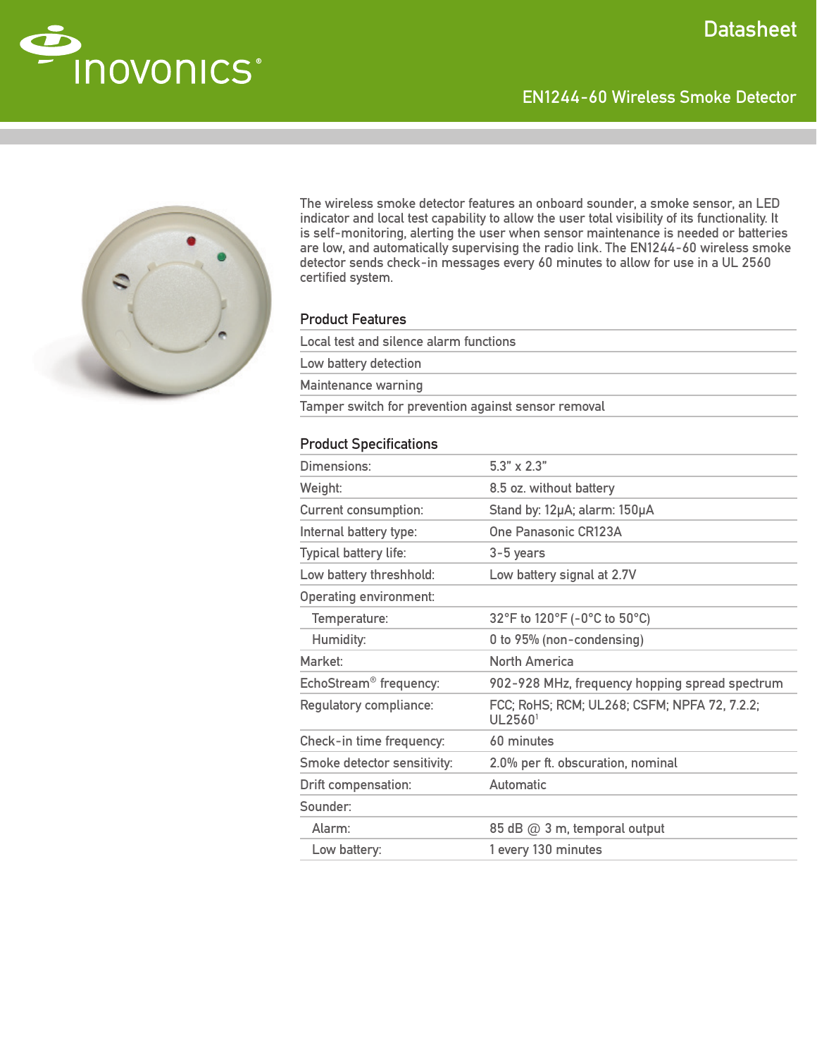# Datasheet

## EN1244-60 Wireless Smoke Detector

The wireless smoke detector features an onboard sounder, a smoke sensor, an LED indicator and local test capability to allow the user total visibility of its functionality. It is self-monitoring, alerting the user when sensor maintenance is needed or batteries are low, and automatically supervising the radio link. The EN1244-60 wireless smoke detector sends check-in messages every 60 minutes to allow for use in a UL 2560 certified system.

### Product Features

- Local test and silence alarm functions
- Low battery detection
- Maintenance warning
- Tamper switch for prevention against sensor removal

### Product Specifications

| | |
|---|---|
| Dimensions: | 5.3" x 2.3" |
| Weight: | 8.5 oz. without battery |
| Current consumption: | Stand by: 12µA; alarm: 150µA |
| Internal battery type: | One Panasonic CR123A |
| Typical battery life: | 3-5 years |
| Low battery threshhold: | Low battery signal at 2.7V |
| Operating environment: | |
| Temperature: | 32°F to 120°F (-0°C to 50°C) |
| Humidity: | 0 to 95% (non-condensing) |
| Market: | North America |
| EchoStream® frequency: | 902-928 MHz, frequency hopping spread spectrum |
| Regulatory compliance: | FCC; RoHS; RCM; UL268; CSFM; NFPA 72, 7.2.2; UL2560[1] |
| Check-in time frequency: | 60 minutes |
| Smoke detector sensitivity: | 2.0% per ft. obscuration, nominal |
| Drift compensation: | Automatic |
| Sounder: | |
| Alarm: | 85 dB @ 3 m, temporal output |
| Low battery: | 1 every 130 minutes |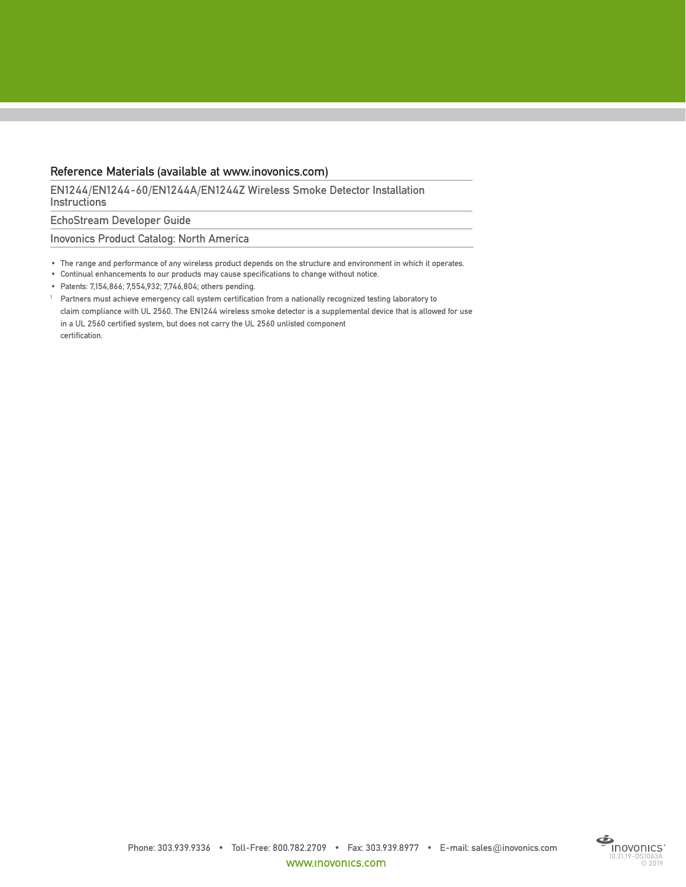## Reference Materials (available at www.inovonics.com)

EN1244/EN1244-60/EN1244A/EN1244Z Wireless Smoke Detector Installation Instructions

EchoStream Developer Guide

Inovonics Product Catalog: North America

- The range and performance of any wireless product depends on the structure and environment in which it operates.
- Continual enhancements to our products may cause specifications to change without notice.
- Patents: 7,154,866; 7,554,932; 7,746,804; others pending.

[1] Partners must achieve emergency call system certification from a nationally recognized testing laboratory to claim compliance with UL 2560. The EN1244 wireless smoke detector is a supplemental device that is allowed for use in a UL 2560 certified system, but does not carry the UL 2560 unlisted component certification.

Phone: 303.939.9336 • Toll-Free: 800.782.2709 • Fax: 303.939.8977 • E-mail: sales@inovonics.com

www.inovonics.com

10.31.19-DS1063A
© 2019